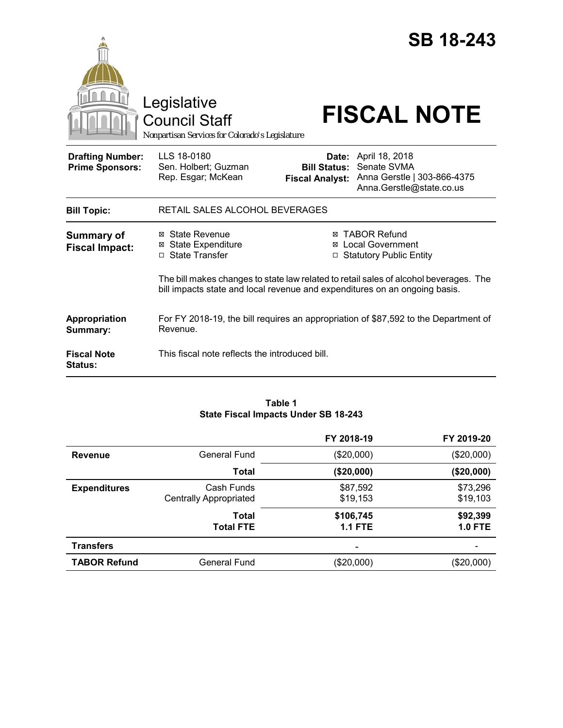# SB 18-243

Legislative Council Staff

*Nonpartisan Services for Colorado's Legislature*

# FISCAL NOTE

| | | | |
|---|---|---|---|
| **Drafting Number:** | LLS 18-0180 | **Date:** | April 18, 2018 |
| **Prime Sponsors:** | Sen. Holbert; Guzman | **Bill Status:** | Senate SVMA |
| | Rep. Esgar; McKean | **Fiscal Analyst:** | Anna Gerstle \| 303-866-4375 |
| | | | Anna.Gerstle@state.co.us |

| | |
|---|---|
| **Bill Topic:** | RETAIL SALES ALCOHOL BEVERAGES |

**Summary of Fiscal Impact:**

- ☒ State Revenue
- ☒ State Expenditure
- ☐ State Transfer
- ☒ TABOR Refund
- ☒ Local Government
- ☐ Statutory Public Entity

The bill makes changes to state law related to retail sales of alcohol beverages. The bill impacts state and local revenue and expenditures on an ongoing basis.

**Appropriation Summary:** For FY 2018-19, the bill requires an appropriation of $87,592 to the Department of Revenue.

**Fiscal Note Status:** This fiscal note reflects the introduced bill.

**Table 1**
**State Fiscal Impacts Under SB 18-243**

| | | FY 2018-19 | FY 2019-20 |
|---|---|---|---|
| **Revenue** | General Fund | ($20,000) | ($20,000) |
| | **Total** | **($20,000)** | **($20,000)** |
| **Expenditures** | Cash Funds | $87,592 | $73,296 |
| | Centrally Appropriated | $19,153 | $19,103 |
| | **Total** | **$106,745** | **$92,399** |
| | **Total FTE** | **1.1 FTE** | **1.0 FTE** |
| **Transfers** | | - | - |
| **TABOR Refund** | General Fund | ($20,000) | ($20,000) |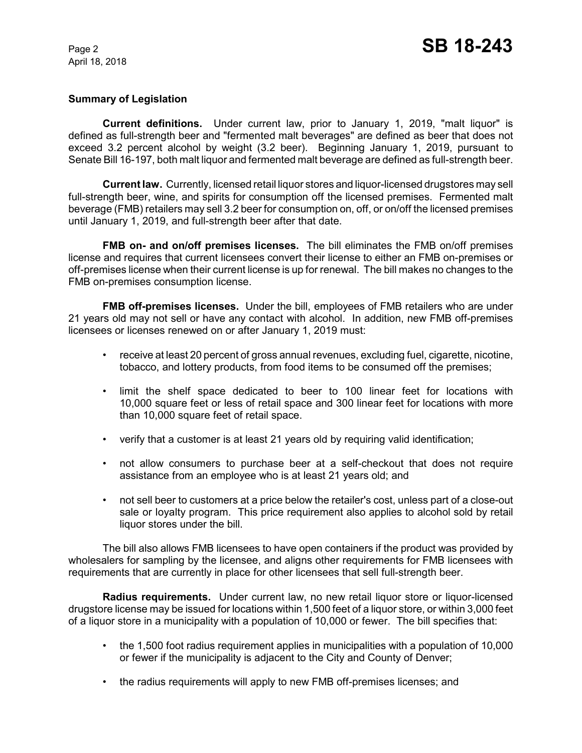## Summary of Legislation

**Current definitions.** Under current law, prior to January 1, 2019, "malt liquor" is defined as full-strength beer and "fermented malt beverages" are defined as beer that does not exceed 3.2 percent alcohol by weight (3.2 beer). Beginning January 1, 2019, pursuant to Senate Bill 16-197, both malt liquor and fermented malt beverage are defined as full-strength beer.

**Current law.** Currently, licensed retail liquor stores and liquor-licensed drugstores may sell full-strength beer, wine, and spirits for consumption off the licensed premises. Fermented malt beverage (FMB) retailers may sell 3.2 beer for consumption on, off, or on/off the licensed premises until January 1, 2019, and full-strength beer after that date.

**FMB on- and on/off premises licenses.** The bill eliminates the FMB on/off premises license and requires that current licensees convert their license to either an FMB on-premises or off-premises license when their current license is up for renewal. The bill makes no changes to the FMB on-premises consumption license.

**FMB off-premises licenses.** Under the bill, employees of FMB retailers who are under 21 years old may not sell or have any contact with alcohol. In addition, new FMB off-premises licensees or licenses renewed on or after January 1, 2019 must:

- receive at least 20 percent of gross annual revenues, excluding fuel, cigarette, nicotine, tobacco, and lottery products, from food items to be consumed off the premises;
- limit the shelf space dedicated to beer to 100 linear feet for locations with 10,000 square feet or less of retail space and 300 linear feet for locations with more than 10,000 square feet of retail space.
- verify that a customer is at least 21 years old by requiring valid identification;
- not allow consumers to purchase beer at a self-checkout that does not require assistance from an employee who is at least 21 years old; and
- not sell beer to customers at a price below the retailer's cost, unless part of a close-out sale or loyalty program. This price requirement also applies to alcohol sold by retail liquor stores under the bill.

The bill also allows FMB licensees to have open containers if the product was provided by wholesalers for sampling by the licensee, and aligns other requirements for FMB licensees with requirements that are currently in place for other licensees that sell full-strength beer.

**Radius requirements.** Under current law, no new retail liquor store or liquor-licensed drugstore license may be issued for locations within 1,500 feet of a liquor store, or within 3,000 feet of a liquor store in a municipality with a population of 10,000 or fewer. The bill specifies that:

- the 1,500 foot radius requirement applies in municipalities with a population of 10,000 or fewer if the municipality is adjacent to the City and County of Denver;
- the radius requirements will apply to new FMB off-premises licenses; and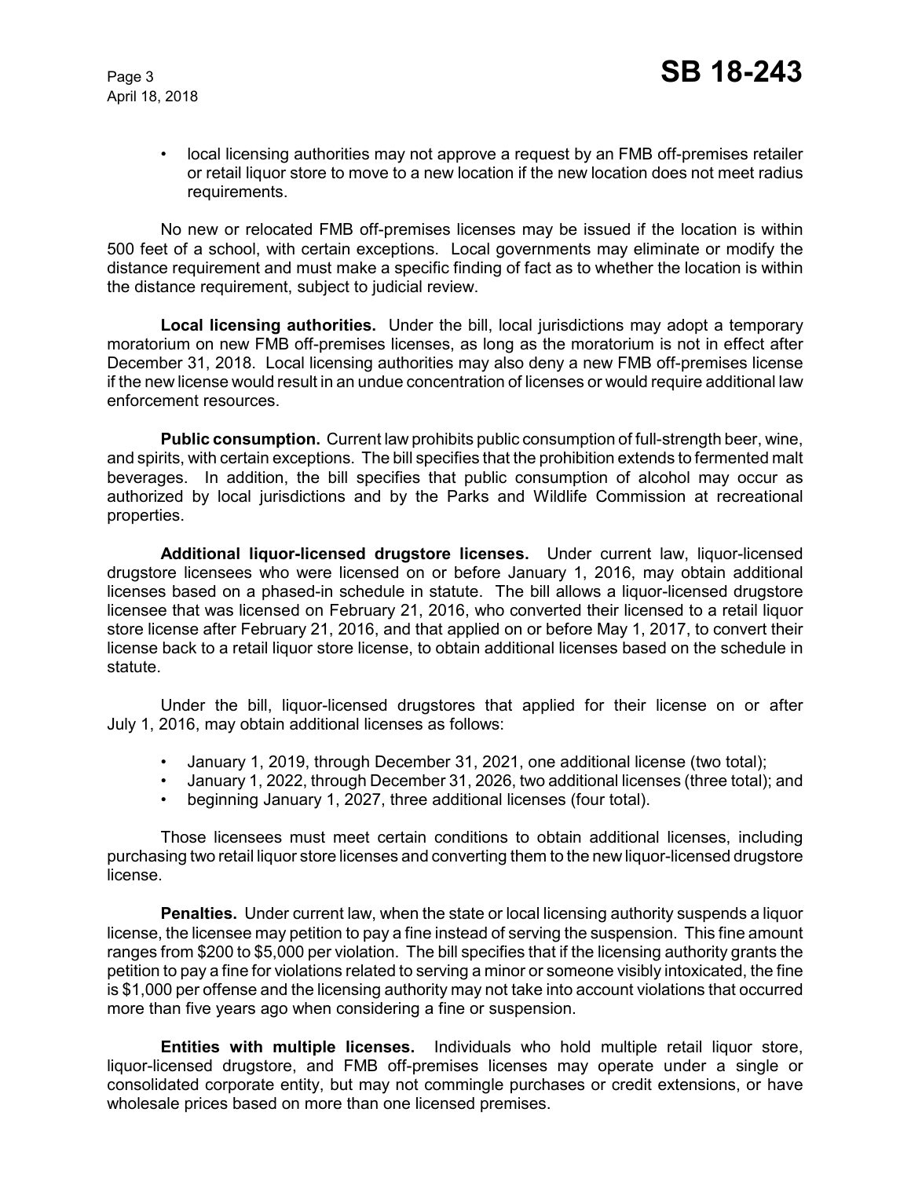- local licensing authorities may not approve a request by an FMB off-premises retailer or retail liquor store to move to a new location if the new location does not meet radius requirements.

No new or relocated FMB off-premises licenses may be issued if the location is within 500 feet of a school, with certain exceptions. Local governments may eliminate or modify the distance requirement and must make a specific finding of fact as to whether the location is within the distance requirement, subject to judicial review.

**Local licensing authorities.** Under the bill, local jurisdictions may adopt a temporary moratorium on new FMB off-premises licenses, as long as the moratorium is not in effect after December 31, 2018. Local licensing authorities may also deny a new FMB off-premises license if the new license would result in an undue concentration of licenses or would require additional law enforcement resources.

**Public consumption.** Current law prohibits public consumption of full-strength beer, wine, and spirits, with certain exceptions. The bill specifies that the prohibition extends to fermented malt beverages. In addition, the bill specifies that public consumption of alcohol may occur as authorized by local jurisdictions and by the Parks and Wildlife Commission at recreational properties.

**Additional liquor-licensed drugstore licenses.** Under current law, liquor-licensed drugstore licensees who were licensed on or before January 1, 2016, may obtain additional licenses based on a phased-in schedule in statute. The bill allows a liquor-licensed drugstore licensee that was licensed on February 21, 2016, who converted their licensed to a retail liquor store license after February 21, 2016, and that applied on or before May 1, 2017, to convert their license back to a retail liquor store license, to obtain additional licenses based on the schedule in statute.

Under the bill, liquor-licensed drugstores that applied for their license on or after July 1, 2016, may obtain additional licenses as follows:

- January 1, 2019, through December 31, 2021, one additional license (two total);
- January 1, 2022, through December 31, 2026, two additional licenses (three total); and
- beginning January 1, 2027, three additional licenses (four total).

Those licensees must meet certain conditions to obtain additional licenses, including purchasing two retail liquor store licenses and converting them to the new liquor-licensed drugstore license.

**Penalties.** Under current law, when the state or local licensing authority suspends a liquor license, the licensee may petition to pay a fine instead of serving the suspension. This fine amount ranges from $200 to $5,000 per violation. The bill specifies that if the licensing authority grants the petition to pay a fine for violations related to serving a minor or someone visibly intoxicated, the fine is $1,000 per offense and the licensing authority may not take into account violations that occurred more than five years ago when considering a fine or suspension.

**Entities with multiple licenses.** Individuals who hold multiple retail liquor store, liquor-licensed drugstore, and FMB off-premises licenses may operate under a single or consolidated corporate entity, but may not commingle purchases or credit extensions, or have wholesale prices based on more than one licensed premises.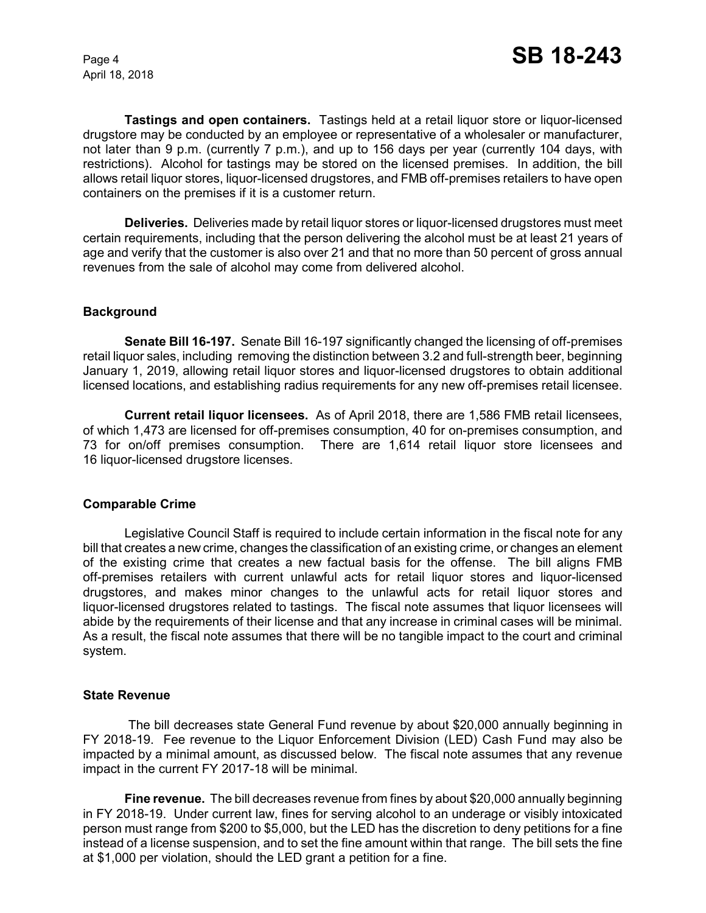**Tastings and open containers.** Tastings held at a retail liquor store or liquor-licensed drugstore may be conducted by an employee or representative of a wholesaler or manufacturer, not later than 9 p.m. (currently 7 p.m.), and up to 156 days per year (currently 104 days, with restrictions). Alcohol for tastings may be stored on the licensed premises. In addition, the bill allows retail liquor stores, liquor-licensed drugstores, and FMB off-premises retailers to have open containers on the premises if it is a customer return.

**Deliveries.** Deliveries made by retail liquor stores or liquor-licensed drugstores must meet certain requirements, including that the person delivering the alcohol must be at least 21 years of age and verify that the customer is also over 21 and that no more than 50 percent of gross annual revenues from the sale of alcohol may come from delivered alcohol.

### Background

**Senate Bill 16-197.** Senate Bill 16-197 significantly changed the licensing of off-premises retail liquor sales, including removing the distinction between 3.2 and full-strength beer, beginning January 1, 2019, allowing retail liquor stores and liquor-licensed drugstores to obtain additional licensed locations, and establishing radius requirements for any new off-premises retail licensee.

**Current retail liquor licensees.** As of April 2018, there are 1,586 FMB retail licensees, of which 1,473 are licensed for off-premises consumption, 40 for on-premises consumption, and 73 for on/off premises consumption. There are 1,614 retail liquor store licensees and 16 liquor-licensed drugstore licenses.

### Comparable Crime

Legislative Council Staff is required to include certain information in the fiscal note for any bill that creates a new crime, changes the classification of an existing crime, or changes an element of the existing crime that creates a new factual basis for the offense. The bill aligns FMB off-premises retailers with current unlawful acts for retail liquor stores and liquor-licensed drugstores, and makes minor changes to the unlawful acts for retail liquor stores and liquor-licensed drugstores related to tastings. The fiscal note assumes that liquor licensees will abide by the requirements of their license and that any increase in criminal cases will be minimal. As a result, the fiscal note assumes that there will be no tangible impact to the court and criminal system.

### State Revenue

The bill decreases state General Fund revenue by about $20,000 annually beginning in FY 2018-19. Fee revenue to the Liquor Enforcement Division (LED) Cash Fund may also be impacted by a minimal amount, as discussed below. The fiscal note assumes that any revenue impact in the current FY 2017-18 will be minimal.

**Fine revenue.** The bill decreases revenue from fines by about $20,000 annually beginning in FY 2018-19. Under current law, fines for serving alcohol to an underage or visibly intoxicated person must range from $200 to $5,000, but the LED has the discretion to deny petitions for a fine instead of a license suspension, and to set the fine amount within that range. The bill sets the fine at $1,000 per violation, should the LED grant a petition for a fine.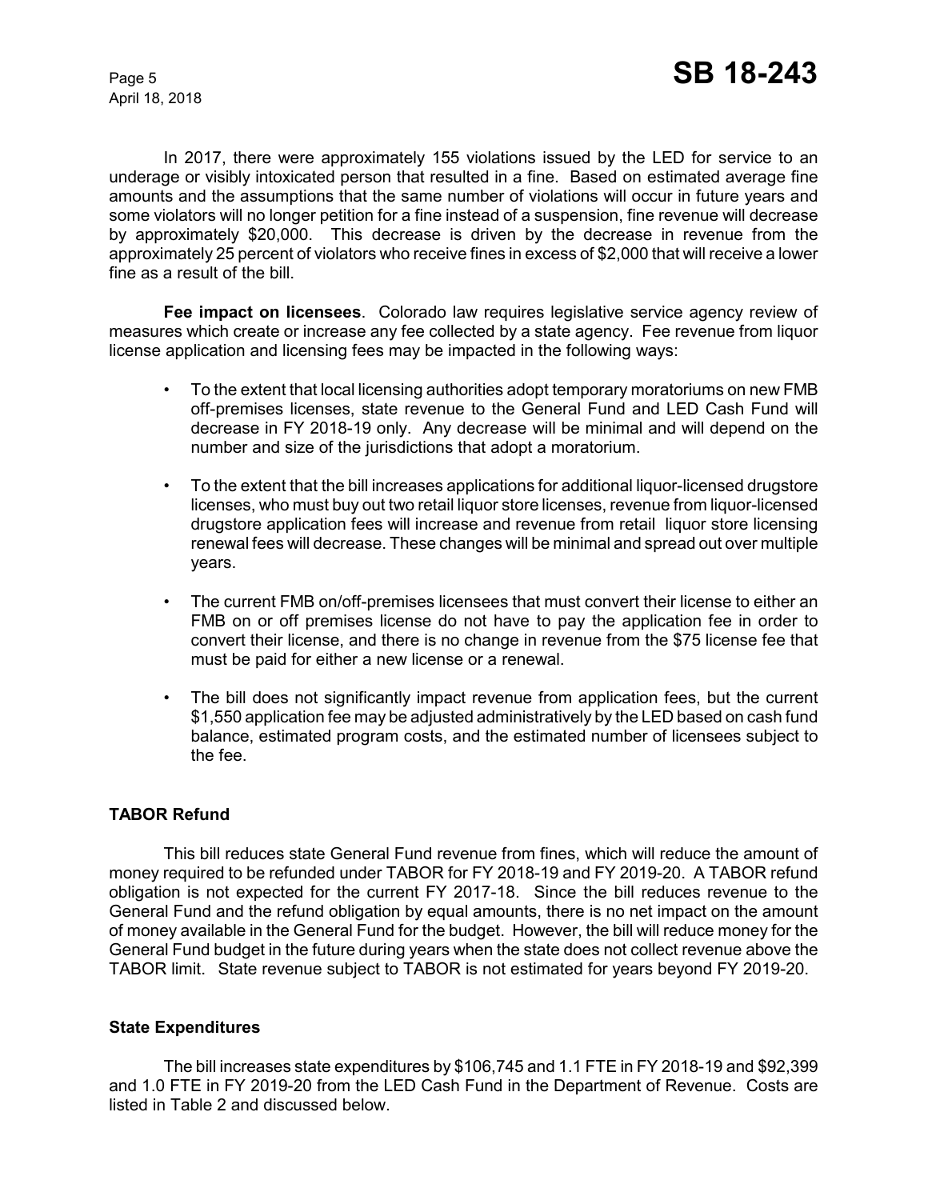In 2017, there were approximately 155 violations issued by the LED for service to an underage or visibly intoxicated person that resulted in a fine. Based on estimated average fine amounts and the assumptions that the same number of violations will occur in future years and some violators will no longer petition for a fine instead of a suspension, fine revenue will decrease by approximately $20,000. This decrease is driven by the decrease in revenue from the approximately 25 percent of violators who receive fines in excess of $2,000 that will receive a lower fine as a result of the bill.

**Fee impact on licensees**. Colorado law requires legislative service agency review of measures which create or increase any fee collected by a state agency. Fee revenue from liquor license application and licensing fees may be impacted in the following ways:

- To the extent that local licensing authorities adopt temporary moratoriums on new FMB off-premises licenses, state revenue to the General Fund and LED Cash Fund will decrease in FY 2018-19 only. Any decrease will be minimal and will depend on the number and size of the jurisdictions that adopt a moratorium.
- To the extent that the bill increases applications for additional liquor-licensed drugstore licenses, who must buy out two retail liquor store licenses, revenue from liquor-licensed drugstore application fees will increase and revenue from retail liquor store licensing renewal fees will decrease. These changes will be minimal and spread out over multiple years.
- The current FMB on/off-premises licensees that must convert their license to either an FMB on or off premises license do not have to pay the application fee in order to convert their license, and there is no change in revenue from the $75 license fee that must be paid for either a new license or a renewal.
- The bill does not significantly impact revenue from application fees, but the current $1,550 application fee may be adjusted administratively by the LED based on cash fund balance, estimated program costs, and the estimated number of licensees subject to the fee.

## TABOR Refund

This bill reduces state General Fund revenue from fines, which will reduce the amount of money required to be refunded under TABOR for FY 2018-19 and FY 2019-20. A TABOR refund obligation is not expected for the current FY 2017-18. Since the bill reduces revenue to the General Fund and the refund obligation by equal amounts, there is no net impact on the amount of money available in the General Fund for the budget. However, the bill will reduce money for the General Fund budget in the future during years when the state does not collect revenue above the TABOR limit. State revenue subject to TABOR is not estimated for years beyond FY 2019-20.

## State Expenditures

The bill increases state expenditures by $106,745 and 1.1 FTE in FY 2018-19 and $92,399 and 1.0 FTE in FY 2019-20 from the LED Cash Fund in the Department of Revenue. Costs are listed in Table 2 and discussed below.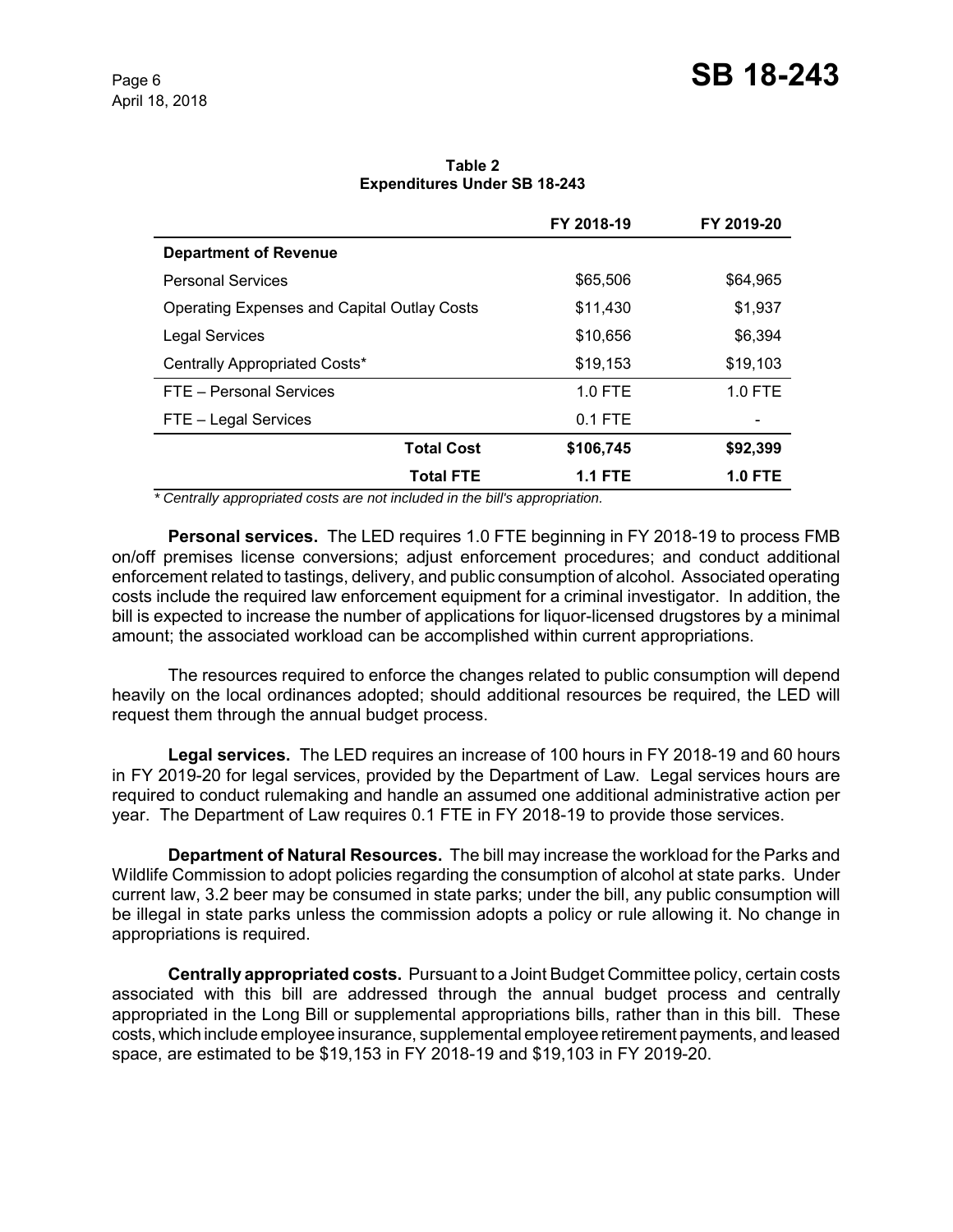**Table 2**
**Expenditures Under SB 18-243**

| | FY 2018-19 | FY 2019-20 |
|---|---|---|
| **Department of Revenue** | | |
| Personal Services | $65,506 | $64,965 |
| Operating Expenses and Capital Outlay Costs | $11,430 | $1,937 |
| Legal Services | $10,656 | $6,394 |
| Centrally Appropriated Costs* | $19,153 | $19,103 |
| FTE – Personal Services | 1.0 FTE | 1.0 FTE |
| FTE – Legal Services | 0.1 FTE | - |
| **Total Cost** | **$106,745** | **$92,399** |
| **Total FTE** | **1.1 FTE** | **1.0 FTE** |

*\* Centrally appropriated costs are not included in the bill's appropriation.*

**Personal services.** The LED requires 1.0 FTE beginning in FY 2018-19 to process FMB on/off premises license conversions; adjust enforcement procedures; and conduct additional enforcement related to tastings, delivery, and public consumption of alcohol. Associated operating costs include the required law enforcement equipment for a criminal investigator. In addition, the bill is expected to increase the number of applications for liquor-licensed drugstores by a minimal amount; the associated workload can be accomplished within current appropriations.

The resources required to enforce the changes related to public consumption will depend heavily on the local ordinances adopted; should additional resources be required, the LED will request them through the annual budget process.

**Legal services.** The LED requires an increase of 100 hours in FY 2018-19 and 60 hours in FY 2019-20 for legal services, provided by the Department of Law. Legal services hours are required to conduct rulemaking and handle an assumed one additional administrative action per year. The Department of Law requires 0.1 FTE in FY 2018-19 to provide those services.

**Department of Natural Resources.** The bill may increase the workload for the Parks and Wildlife Commission to adopt policies regarding the consumption of alcohol at state parks. Under current law, 3.2 beer may be consumed in state parks; under the bill, any public consumption will be illegal in state parks unless the commission adopts a policy or rule allowing it. No change in appropriations is required.

**Centrally appropriated costs.** Pursuant to a Joint Budget Committee policy, certain costs associated with this bill are addressed through the annual budget process and centrally appropriated in the Long Bill or supplemental appropriations bills, rather than in this bill. These costs, which include employee insurance, supplemental employee retirement payments, and leased space, are estimated to be $19,153 in FY 2018-19 and $19,103 in FY 2019-20.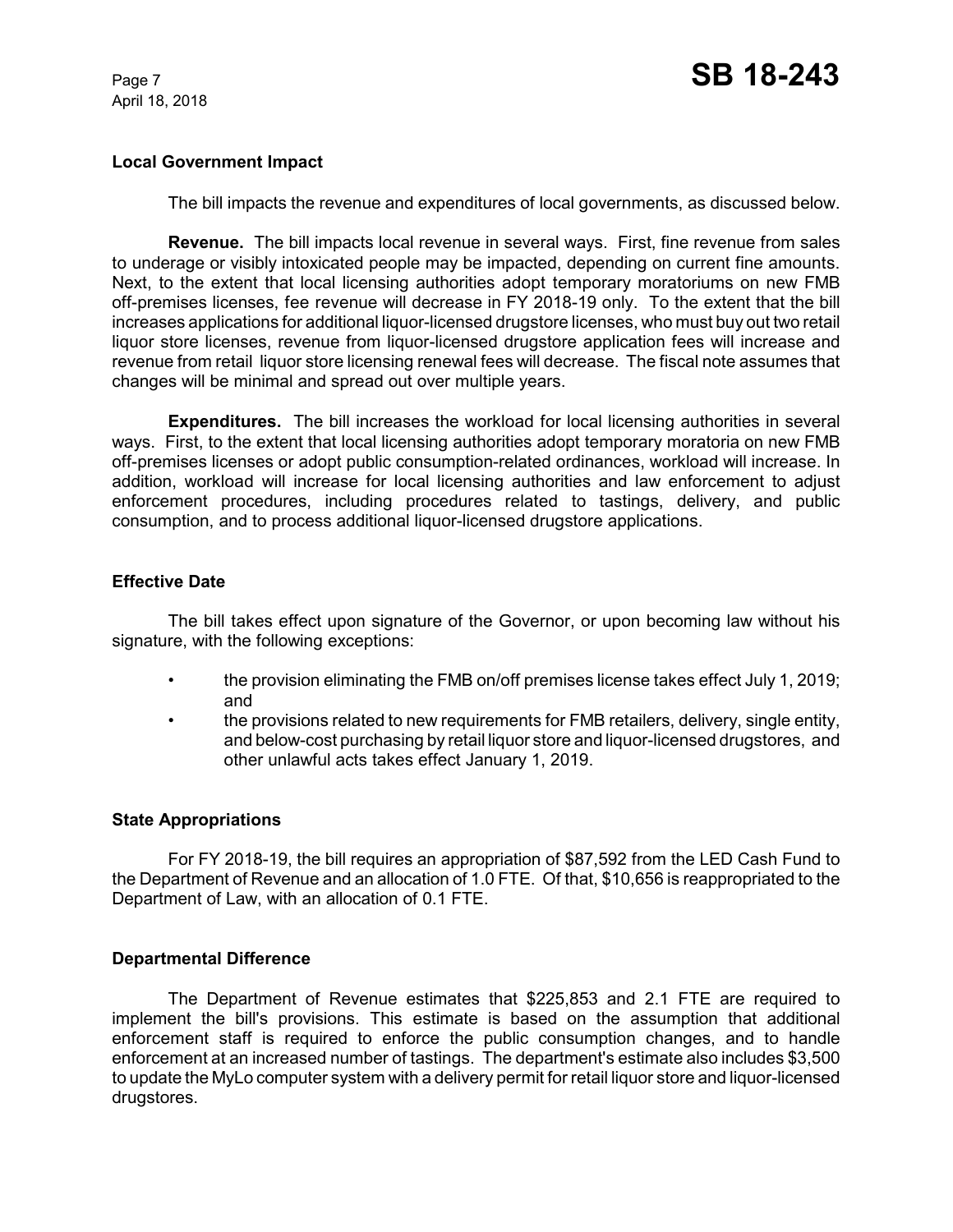### Local Government Impact

The bill impacts the revenue and expenditures of local governments, as discussed below.

**Revenue.** The bill impacts local revenue in several ways. First, fine revenue from sales to underage or visibly intoxicated people may be impacted, depending on current fine amounts. Next, to the extent that local licensing authorities adopt temporary moratoriums on new FMB off-premises licenses, fee revenue will decrease in FY 2018-19 only. To the extent that the bill increases applications for additional liquor-licensed drugstore licenses, who must buy out two retail liquor store licenses, revenue from liquor-licensed drugstore application fees will increase and revenue from retail liquor store licensing renewal fees will decrease. The fiscal note assumes that changes will be minimal and spread out over multiple years.

**Expenditures.** The bill increases the workload for local licensing authorities in several ways. First, to the extent that local licensing authorities adopt temporary moratoria on new FMB off-premises licenses or adopt public consumption-related ordinances, workload will increase. In addition, workload will increase for local licensing authorities and law enforcement to adjust enforcement procedures, including procedures related to tastings, delivery, and public consumption, and to process additional liquor-licensed drugstore applications.

### Effective Date

The bill takes effect upon signature of the Governor, or upon becoming law without his signature, with the following exceptions:

- the provision eliminating the FMB on/off premises license takes effect July 1, 2019; and
- the provisions related to new requirements for FMB retailers, delivery, single entity, and below-cost purchasing by retail liquor store and liquor-licensed drugstores, and other unlawful acts takes effect January 1, 2019.

### State Appropriations

For FY 2018-19, the bill requires an appropriation of $87,592 from the LED Cash Fund to the Department of Revenue and an allocation of 1.0 FTE. Of that, $10,656 is reappropriated to the Department of Law, with an allocation of 0.1 FTE.

### Departmental Difference

The Department of Revenue estimates that $225,853 and 2.1 FTE are required to implement the bill's provisions. This estimate is based on the assumption that additional enforcement staff is required to enforce the public consumption changes, and to handle enforcement at an increased number of tastings. The department's estimate also includes $3,500 to update the MyLo computer system with a delivery permit for retail liquor store and liquor-licensed drugstores.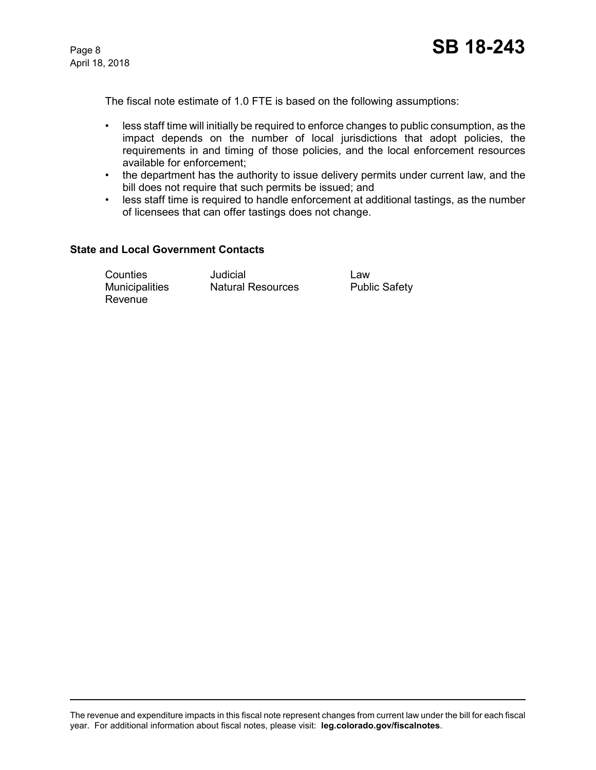The fiscal note estimate of 1.0 FTE is based on the following assumptions:

- less staff time will initially be required to enforce changes to public consumption, as the impact depends on the number of local jurisdictions that adopt policies, the requirements in and timing of those policies, and the local enforcement resources available for enforcement;
- the department has the authority to issue delivery permits under current law, and the bill does not require that such permits be issued; and
- less staff time is required to handle enforcement at additional tastings, as the number of licensees that can offer tastings does not change.

### State and Local Government Contacts

| | | |
|---|---|---|
| Counties | Judicial | Law |
| Municipalities | Natural Resources | Public Safety |
| Revenue | | |

The revenue and expenditure impacts in this fiscal note represent changes from current law under the bill for each fiscal year. For additional information about fiscal notes, please visit: **leg.colorado.gov/fiscalnotes**.